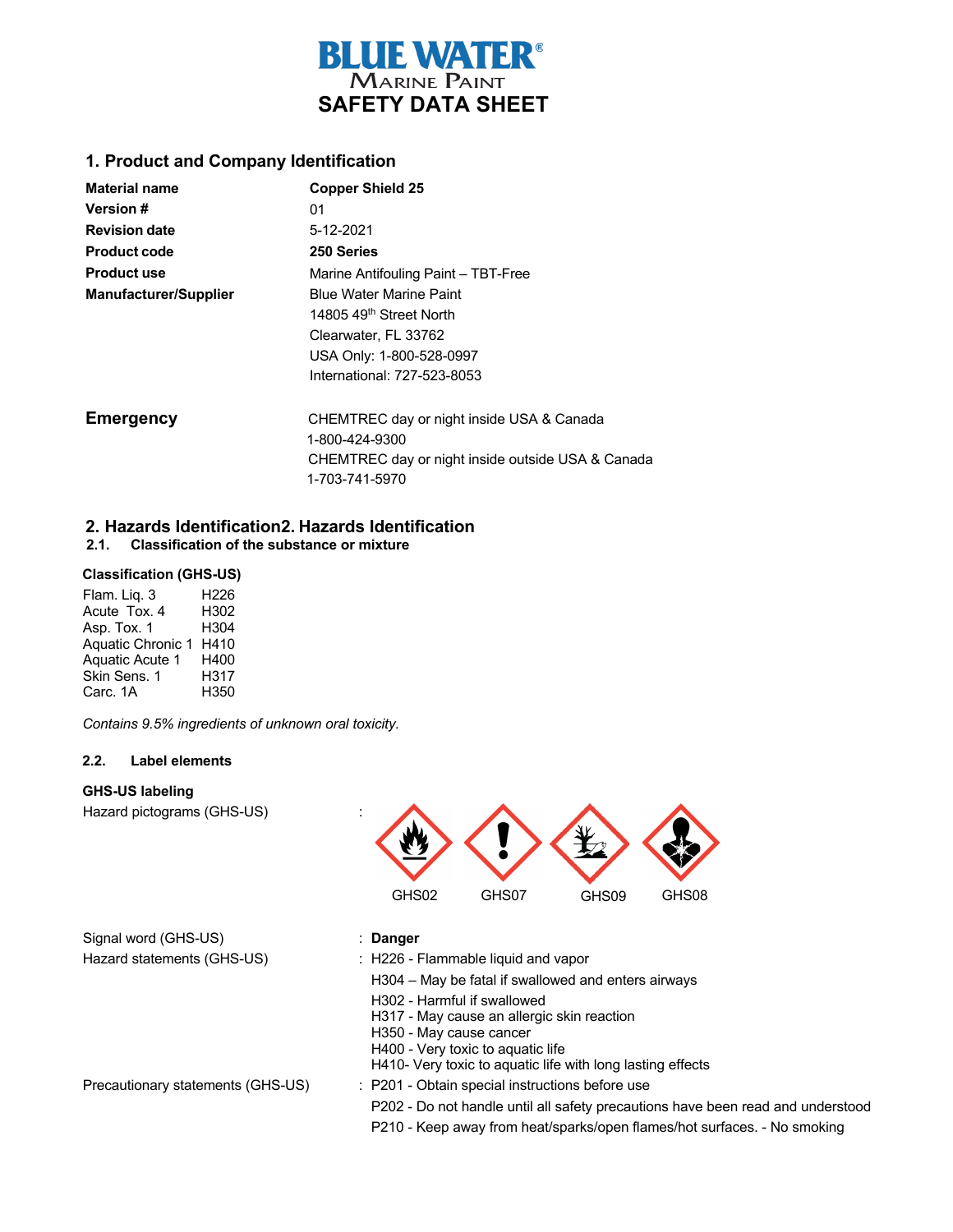# BLUE WATER® Marine Paint
# SAFETY DATA SHEET

## 1. Product and Company Identification

| | |
|---|---|
| **Material name** | **Copper Shield 25** |
| **Version #** | 01 |
| **Revision date** | 5-12-2021 |
| **Product code** | **250 Series** |
| **Product use** | Marine Antifouling Paint – TBT-Free |
| **Manufacturer/Supplier** | Blue Water Marine Paint<br>14805 49th Street North<br>Clearwater, FL 33762<br>USA Only: 1-800-528-0997<br>International: 727-523-8053 |

**Emergency**

CHEMTREC day or night inside USA & Canada
1-800-424-9300
CHEMTREC day or night inside outside USA & Canada
1-703-741-5970

## 2. Hazards Identification2. Hazards Identification

### 2.1. Classification of the substance or mixture

**Classification (GHS-US)**

| | |
|---|---|
| Flam. Liq. 3 | H226 |
| Acute Tox. 4 | H302 |
| Asp. Tox. 1 | H304 |
| Aquatic Chronic 1 | H410 |
| Aquatic Acute 1 | H400 |
| Skin Sens. 1 | H317 |
| Carc. 1A | H350 |

*Contains 9.5% ingredients of unknown oral toxicity.*

### 2.2. Label elements

**GHS-US labeling**

Hazard pictograms (GHS-US) : GHS02 GHS07 GHS09 GHS08

Signal word (GHS-US) : **Danger**

Hazard statements (GHS-US) :
- H226 - Flammable liquid and vapor
- H304 – May be fatal if swallowed and enters airways
- H302 - Harmful if swallowed
- H317 - May cause an allergic skin reaction
- H350 - May cause cancer
- H400 - Very toxic to aquatic life
- H410- Very toxic to aquatic life with long lasting effects

Precautionary statements (GHS-US) :
- P201 - Obtain special instructions before use
- P202 - Do not handle until all safety precautions have been read and understood
- P210 - Keep away from heat/sparks/open flames/hot surfaces. - No smoking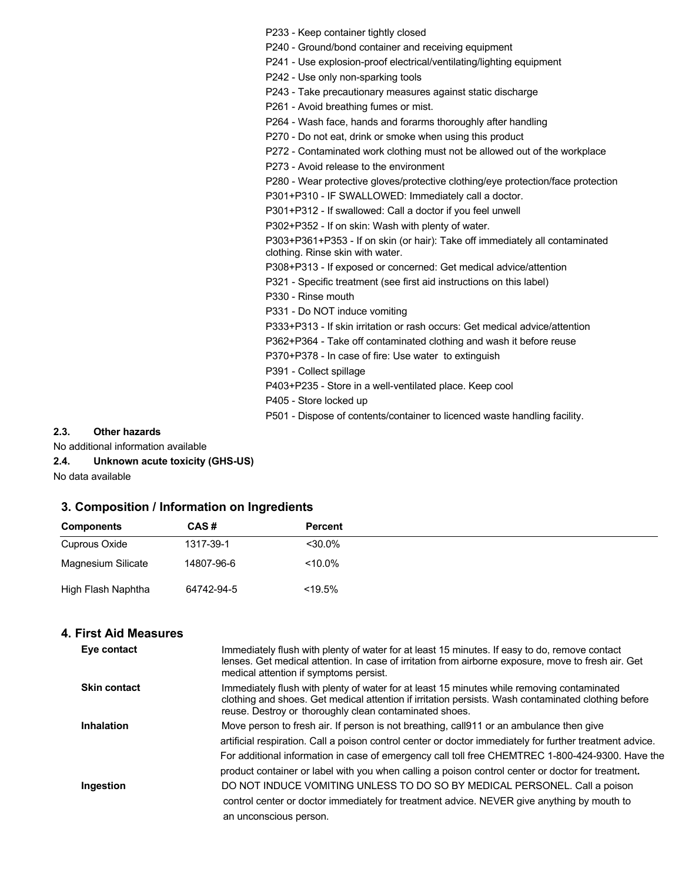P233 - Keep container tightly closed
P240 - Ground/bond container and receiving equipment
P241 - Use explosion-proof electrical/ventilating/lighting equipment
P242 - Use only non-sparking tools
P243 - Take precautionary measures against static discharge
P261 - Avoid breathing fumes or mist.
P264 - Wash face, hands and forarms thoroughly after handling
P270 - Do not eat, drink or smoke when using this product
P272 - Contaminated work clothing must not be allowed out of the workplace
P273 - Avoid release to the environment
P280 - Wear protective gloves/protective clothing/eye protection/face protection
P301+P310 - IF SWALLOWED: Immediately call a doctor.
P301+P312 - If swallowed: Call a doctor if you feel unwell
P302+P352 - If on skin: Wash with plenty of water.
P303+P361+P353 - If on skin (or hair): Take off immediately all contaminated clothing. Rinse skin with water.
P308+P313 - If exposed or concerned: Get medical advice/attention
P321 - Specific treatment (see first aid instructions on this label)
P330 - Rinse mouth
P331 - Do NOT induce vomiting
P333+P313 - If skin irritation or rash occurs: Get medical advice/attention
P362+P364 - Take off contaminated clothing and wash it before reuse
P370+P378 - In case of fire: Use water to extinguish
P391 - Collect spillage
P403+P235 - Store in a well-ventilated place. Keep cool
P405 - Store locked up
P501 - Dispose of contents/container to licenced waste handling facility.

**2.3. Other hazards**

No additional information available

**2.4. Unknown acute toxicity (GHS-US)**

No data available

## 3. Composition / Information on Ingredients

| Components | CAS # | Percent |
|---|---|---|
| Cuprous Oxide | 1317-39-1 | <30.0% |
| Magnesium Silicate | 14807-96-6 | <10.0% |
| High Flash Naphtha | 64742-94-5 | <19.5% |

## 4. First Aid Measures

**Eye contact**
Immediately flush with plenty of water for at least 15 minutes. If easy to do, remove contact lenses. Get medical attention. In case of irritation from airborne exposure, move to fresh air. Get medical attention if symptoms persist.

**Skin contact**
Immediately flush with plenty of water for at least 15 minutes while removing contaminated clothing and shoes. Get medical attention if irritation persists. Wash contaminated clothing before reuse. Destroy or thoroughly clean contaminated shoes.

**Inhalation**
Move person to fresh air. If person is not breathing, call911 or an ambulance then give artificial respiration. Call a poison control center or doctor immediately for further treatment advice. For additional information in case of emergency call toll free CHEMTREC 1-800-424-9300. Have the product container or label with you when calling a poison control center or doctor for treatment**.**

**Ingestion**
DO NOT INDUCE VOMITING UNLESS TO DO SO BY MEDICAL PERSONEL. Call a poison control center or doctor immediately for treatment advice. NEVER give anything by mouth to an unconscious person.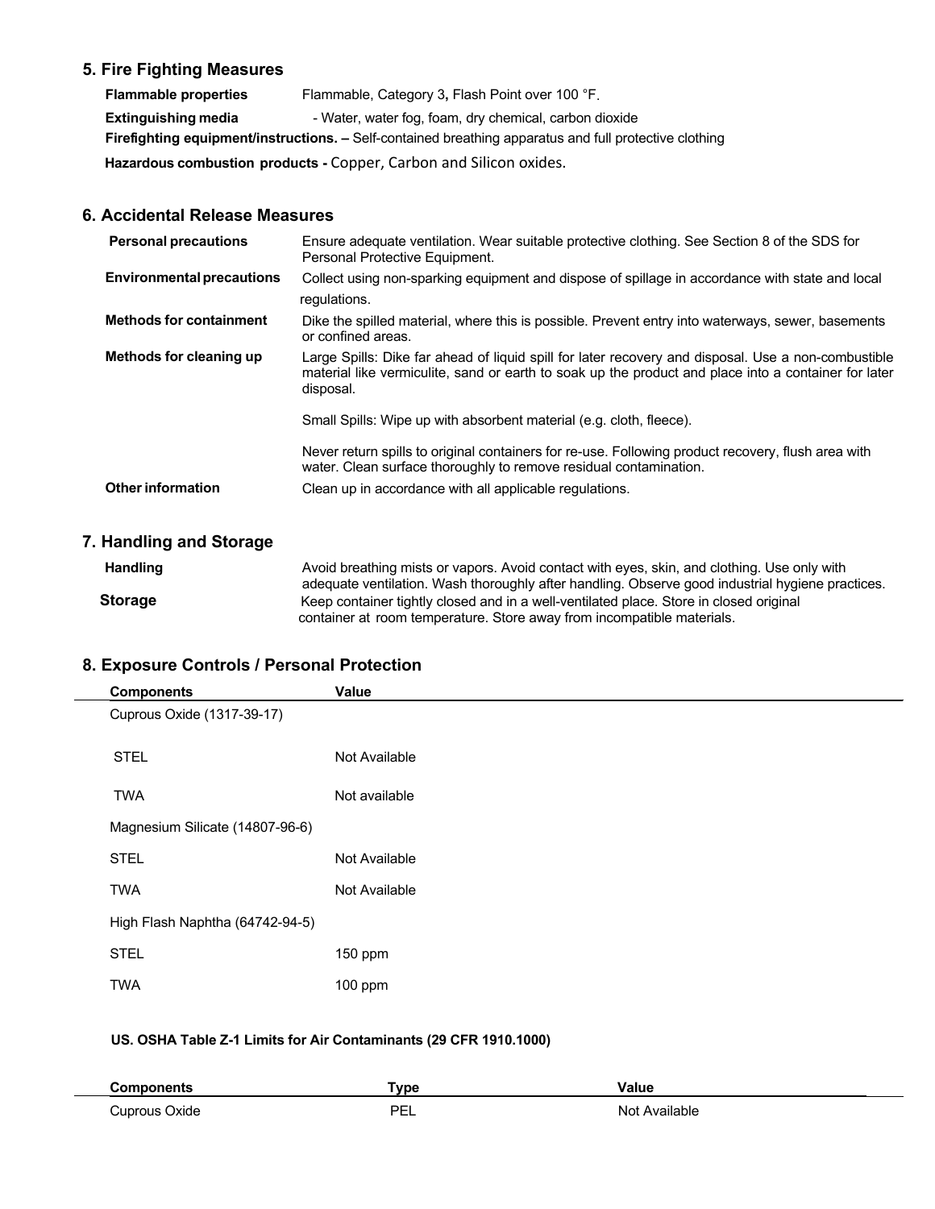## 5. Fire Fighting Measures

**Flammable properties** Flammable, Category 3**,** Flash Point over 100 °F.

**Extinguishing media** - Water, water fog, foam, dry chemical, carbon dioxide

**Firefighting equipment/instructions. –** Self-contained breathing apparatus and full protective clothing

**Hazardous combustion products -** Copper, Carbon and Silicon oxides.

## 6. Accidental Release Measures

| | |
|---|---|
| **Personal precautions** | Ensure adequate ventilation. Wear suitable protective clothing. See Section 8 of the SDS for Personal Protective Equipment. |
| **Environmental precautions** | Collect using non-sparking equipment and dispose of spillage in accordance with state and local regulations. |
| **Methods for containment** | Dike the spilled material, where this is possible. Prevent entry into waterways, sewer, basements or confined areas. |
| **Methods for cleaning up** | Large Spills: Dike far ahead of liquid spill for later recovery and disposal. Use a non-combustible material like vermiculite, sand or earth to soak up the product and place into a container for later disposal.<br><br>Small Spills: Wipe up with absorbent material (e.g. cloth, fleece).<br><br>Never return spills to original containers for re-use. Following product recovery, flush area with water. Clean surface thoroughly to remove residual contamination. |
| **Other information** | Clean up in accordance with all applicable regulations. |

## 7. Handling and Storage

| | |
|---|---|
| **Handling** | Avoid breathing mists or vapors. Avoid contact with eyes, skin, and clothing. Use only with adequate ventilation. Wash thoroughly after handling. Observe good industrial hygiene practices. |
| **Storage** | Keep container tightly closed and in a well-ventilated place. Store in closed original container at room temperature. Store away from incompatible materials. |

## 8. Exposure Controls / Personal Protection

| Components | Value |
|---|---|
| Cuprous Oxide (1317-39-17) | |
| STEL | Not Available |
| TWA | Not available |
| Magnesium Silicate (14807-96-6) | |
| STEL | Not Available |
| TWA | Not Available |
| High Flash Naphtha (64742-94-5) | |
| STEL | 150 ppm |
| TWA | 100 ppm |

**US. OSHA Table Z-1 Limits for Air Contaminants (29 CFR 1910.1000)**

| Components | Type | Value |
|---|---|---|
| Cuprous Oxide | PEL | Not Available |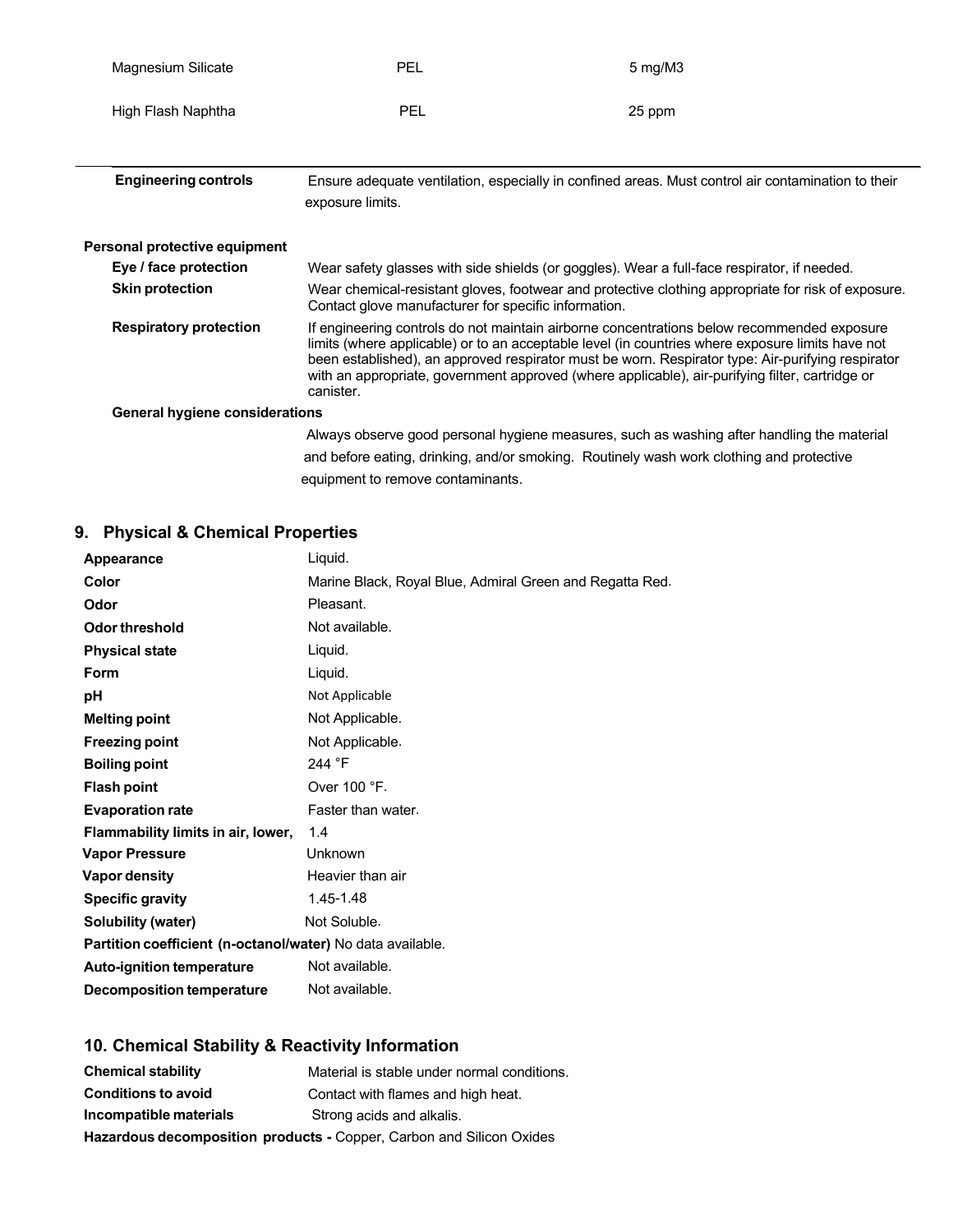| | | |
|---|---|---|
| Magnesium Silicate | PEL | 5 mg/M3 |
| High Flash Naphtha | PEL | 25 ppm |

**Engineering controls** Ensure adequate ventilation, especially in confined areas. Must control air contamination to their exposure limits.

**Personal protective equipment**

**Eye / face protection** Wear safety glasses with side shields (or goggles). Wear a full-face respirator, if needed.

**Skin protection** Wear chemical-resistant gloves, footwear and protective clothing appropriate for risk of exposure. Contact glove manufacturer for specific information.

**Respiratory protection** If engineering controls do not maintain airborne concentrations below recommended exposure limits (where applicable) or to an acceptable level (in countries where exposure limits have not been established), an approved respirator must be worn. Respirator type: Air-purifying respirator with an appropriate, government approved (where applicable), air-purifying filter, cartridge or canister.

**General hygiene considerations**

Always observe good personal hygiene measures, such as washing after handling the material and before eating, drinking, and/or smoking. Routinely wash work clothing and protective equipment to remove contaminants.

## 9. Physical & Chemical Properties

| | |
|---|---|
| **Appearance** | Liquid. |
| **Color** | Marine Black, Royal Blue, Admiral Green and Regatta Red. |
| **Odor** | Pleasant. |
| **Odor threshold** | Not available. |
| **Physical state** | Liquid. |
| **Form** | Liquid. |
| **pH** | Not Applicable |
| **Melting point** | Not Applicable. |
| **Freezing point** | Not Applicable. |
| **Boiling point** | 244 °F |
| **Flash point** | Over 100 °F. |
| **Evaporation rate** | Faster than water. |
| **Flammability limits in air, lower,** | 1.4 |
| **Vapor Pressure** | Unknown |
| **Vapor density** | Heavier than air |
| **Specific gravity** | 1.45-1.48 |
| **Solubility (water)** | Not Soluble. |
| **Partition coefficient (n-octanol/water)** | No data available. |
| **Auto-ignition temperature** | Not available. |
| **Decomposition temperature** | Not available. |

## 10. Chemical Stability & Reactivity Information

| | |
|---|---|
| **Chemical stability** | Material is stable under normal conditions. |
| **Conditions to avoid** | Contact with flames and high heat. |
| **Incompatible materials** | Strong acids and alkalis. |

**Hazardous decomposition products -** Copper, Carbon and Silicon Oxides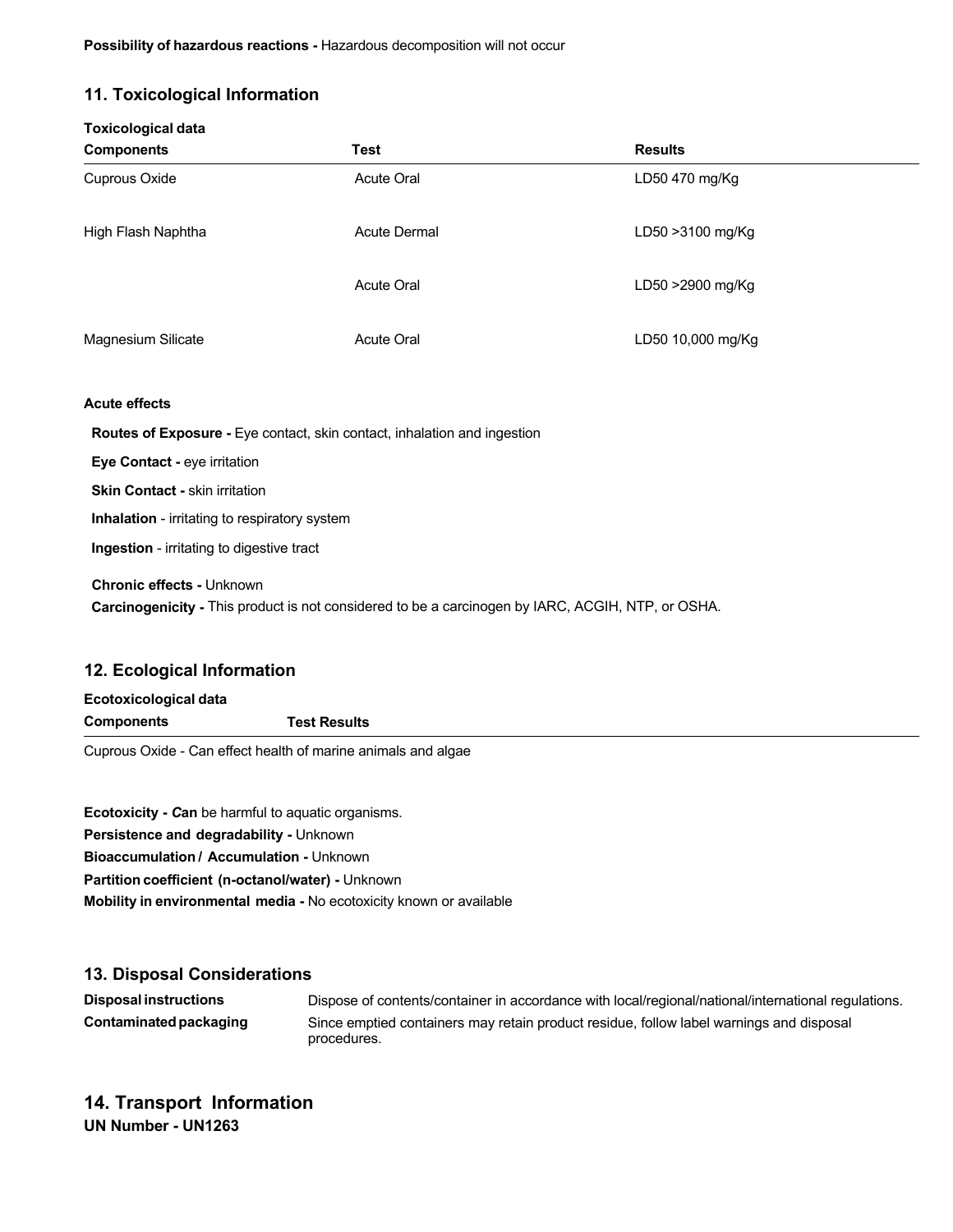**Possibility of hazardous reactions -** Hazardous decomposition will not occur

## 11. Toxicological Information

**Toxicological data**

| Components | Test | Results |
|---|---|---|
| Cuprous Oxide | Acute Oral | LD50 470 mg/Kg |
| High Flash Naphtha | Acute Dermal | LD50 >3100 mg/Kg |
| | Acute Oral | LD50 >2900 mg/Kg |
| Magnesium Silicate | Acute Oral | LD50 10,000 mg/Kg |

**Acute effects**

**Routes of Exposure -** Eye contact, skin contact, inhalation and ingestion

**Eye Contact -** eye irritation

**Skin Contact -** skin irritation

**Inhalation** - irritating to respiratory system

**Ingestion** - irritating to digestive tract

**Chronic effects -** Unknown

**Carcinogenicity -** This product is not considered to be a carcinogen by IARC, ACGIH, NTP, or OSHA.

## 12. Ecological Information

**Ecotoxicological data**

| Components | Test Results |
|---|---|
| Cuprous Oxide - Can effect health of marine animals and algae | |

**Ecotoxicity -** ***C*an** be harmful to aquatic organisms.

**Persistence and degradability -** Unknown

**Bioaccumulation / Accumulation -** Unknown

**Partition coefficient (n-octanol/water) -** Unknown

**Mobility in environmental media -** No ecotoxicity known or available

## 13. Disposal Considerations

**Disposal instructions** Dispose of contents/container in accordance with local/regional/national/international regulations.

**Contaminated packaging** Since emptied containers may retain product residue, follow label warnings and disposal procedures.

## 14. Transport Information

**UN Number - UN1263**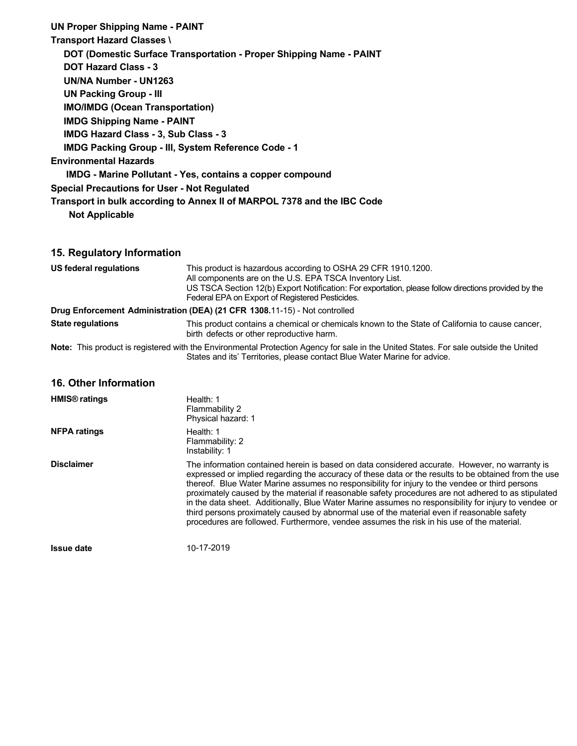**UN Proper Shipping Name - PAINT**

**Transport Hazard Classes \**

**DOT (Domestic Surface Transportation - Proper Shipping Name - PAINT**

**DOT Hazard Class - 3**

**UN/NA Number - UN1263**

**UN Packing Group - III**

**IMO/IMDG (Ocean Transportation)**

**IMDG Shipping Name - PAINT**

**IMDG Hazard Class - 3, Sub Class - 3**

**IMDG Packing Group - III, System Reference Code - 1**

**Environmental Hazards**

**IMDG - Marine Pollutant - Yes, contains a copper compound**

**Special Precautions for User - Not Regulated**

**Transport in bulk according to Annex II of MARPOL 7378 and the IBC Code**

**Not Applicable**

## 15. Regulatory Information

**US federal regulations** This product is hazardous according to OSHA 29 CFR 1910.1200.
All components are on the U.S. EPA TSCA Inventory List.
US TSCA Section 12(b) Export Notification: For exportation, please follow directions provided by the Federal EPA on Export of Registered Pesticides.

**Drug Enforcement Administration (DEA) (21 CFR 1308.**11-15) - Not controlled

**State regulations** This product contains a chemical or chemicals known to the State of California to cause cancer, birth defects or other reproductive harm.

**Note:** This product is registered with the Environmental Protection Agency for sale in the United States. For sale outside the United States and its' Territories, please contact Blue Water Marine for advice.

## 16. Other Information

**HMIS® ratings**
Health: 1
Flammability 2
Physical hazard: 1

**NFPA ratings**
Health: 1
Flammability: 2
Instability: 1

**Disclaimer** The information contained herein is based on data considered accurate. However, no warranty is expressed or implied regarding the accuracy of these data or the results to be obtained from the use thereof. Blue Water Marine assumes no responsibility for injury to the vendee or third persons proximately caused by the material if reasonable safety procedures are not adhered to as stipulated in the data sheet. Additionally, Blue Water Marine assumes no responsibility for injury to vendee or third persons proximately caused by abnormal use of the material even if reasonable safety procedures are followed. Furthermore, vendee assumes the risk in his use of the material.

**Issue date** 10-17-2019